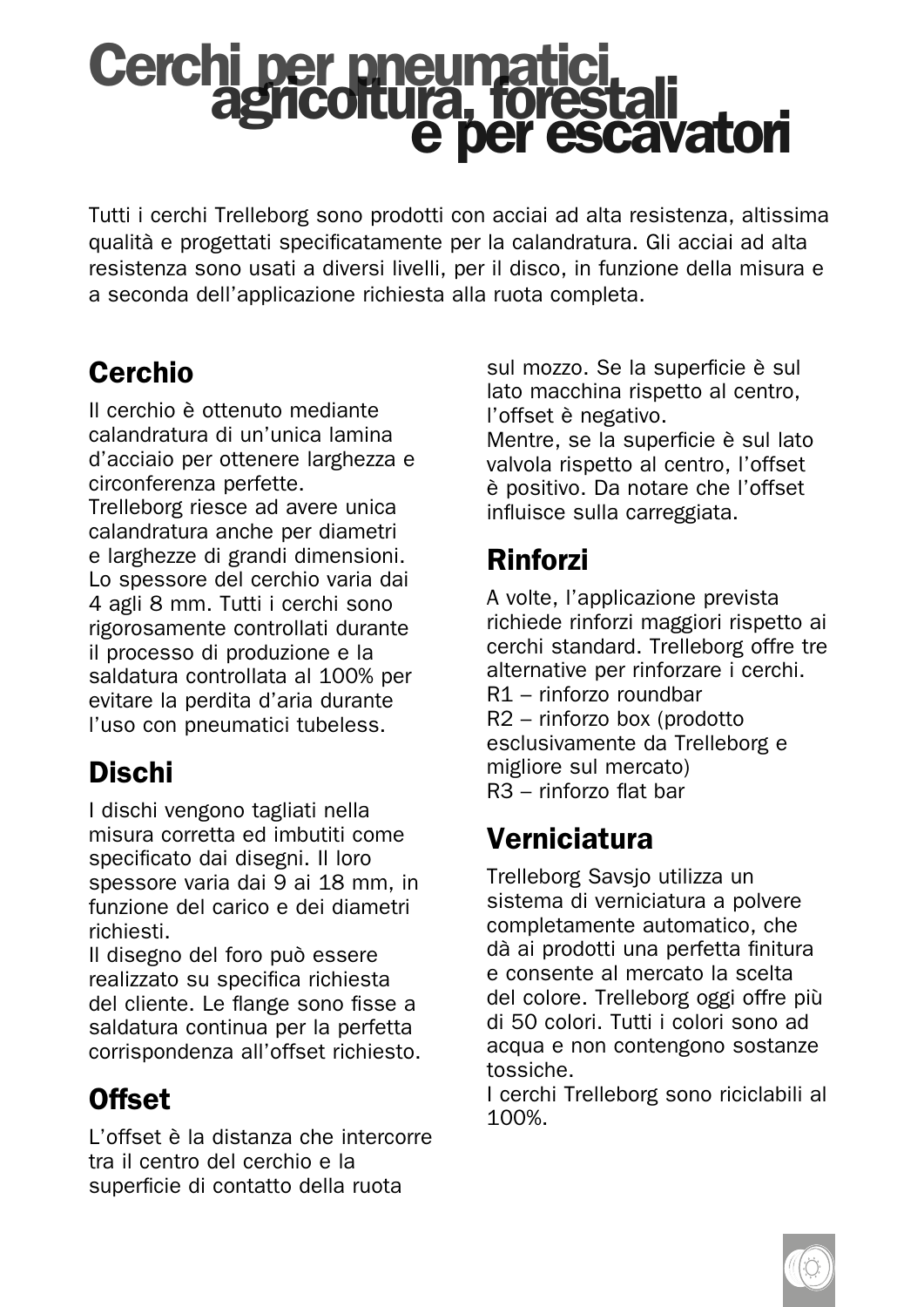# Cerchi per pneumatici agricoltura, forestali e per escavatori

Tutti i cerchi Trelleborg sono prodotti con acciai ad alta resistenza, altissima qualità e progettati specificatamente per la calandratura. Gli acciai ad alta resistenza sono usati a diversi livelli, per il disco, in funzione della misura e a seconda dell'applicazione richiesta alla ruota completa.

## Cerchio

Il cerchio è ottenuto mediante calandratura di un'unica lamina d'acciaio per ottenere larghezza e circonferenza perfette.
Trelleborg riesce ad avere unica calandratura anche per diametri e larghezze di grandi dimensioni. Lo spessore del cerchio varia dai 4 agli 8 mm. Tutti i cerchi sono rigorosamente controllati durante il processo di produzione e la saldatura controllata al 100% per evitare la perdita d'aria durante l'uso con pneumatici tubeless.

## Dischi

I dischi vengono tagliati nella misura corretta ed imbutiti come specificato dai disegni. Il loro spessore varia dai 9 ai 18 mm, in funzione del carico e dei diametri richiesti.
Il disegno del foro può essere realizzato su specifica richiesta del cliente. Le flange sono fisse a saldatura continua per la perfetta corrispondenza all'offset richiesto.

## Offset

L'offset è la distanza che intercorre tra il centro del cerchio e la superficie di contatto della ruota sul mozzo. Se la superficie è sul lato macchina rispetto al centro, l'offset è negativo.
Mentre, se la superficie è sul lato valvola rispetto al centro, l'offset è positivo. Da notare che l'offset influisce sulla carreggiata.

## Rinforzi

A volte, l'applicazione prevista richiede rinforzi maggiori rispetto ai cerchi standard. Trelleborg offre tre alternative per rinforzare i cerchi.
R1 – rinforzo roundbar
R2 – rinforzo box (prodotto esclusivamente da Trelleborg e migliore sul mercato)
R3 – rinforzo flat bar

## Verniciatura

Trelleborg Savsjo utilizza un sistema di verniciatura a polvere completamente automatico, che dà ai prodotti una perfetta finitura e consente al mercato la scelta del colore. Trelleborg oggi offre più di 50 colori. Tutti i colori sono ad acqua e non contengono sostanze tossiche.
I cerchi Trelleborg sono riciclabili al 100%.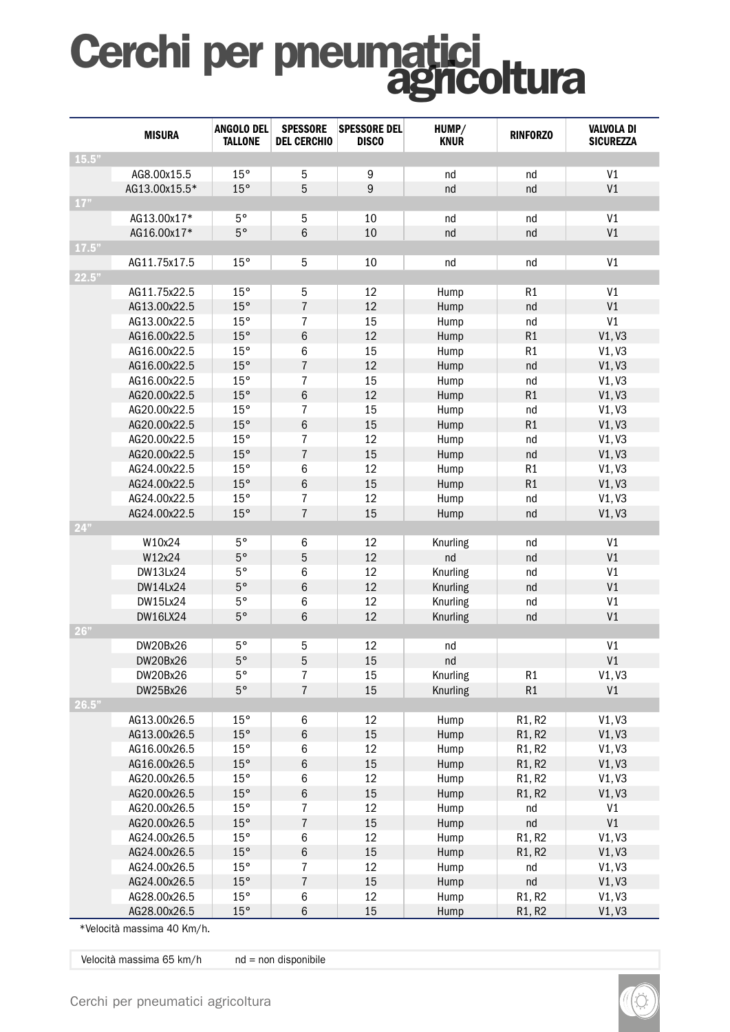# Cerchi per pneumatici agricoltura

| | MISURA | ANGOLO DEL TALLONE | SPESSORE DEL CERCHIO | SPESSORE DEL DISCO | HUMP/ KNUR | RINFORZO | VALVOLA DI SICUREZZA |
|---|---|---|---|---|---|---|---|
| 15.5" | | | | | | | |
| | AG8.00x15.5 | 15° | 5 | 9 | nd | nd | V1 |
| | AG13.00x15.5* | 15° | 5 | 9 | nd | nd | V1 |
| 17" | | | | | | | |
| | AG13.00x17* | 5° | 5 | 10 | nd | nd | V1 |
| | AG16.00x17* | 5° | 6 | 10 | nd | nd | V1 |
| 17.5" | | | | | | | |
| | AG11.75x17.5 | 15° | 5 | 10 | nd | nd | V1 |
| 22.5" | | | | | | | |
| | AG11.75x22.5 | 15° | 5 | 12 | Hump | R1 | V1 |
| | AG13.00x22.5 | 15° | 7 | 12 | Hump | nd | V1 |
| | AG13.00x22.5 | 15° | 7 | 15 | Hump | nd | V1 |
| | AG16.00x22.5 | 15° | 6 | 12 | Hump | R1 | V1, V3 |
| | AG16.00x22.5 | 15° | 6 | 15 | Hump | R1 | V1, V3 |
| | AG16.00x22.5 | 15° | 7 | 12 | Hump | nd | V1, V3 |
| | AG16.00x22.5 | 15° | 7 | 15 | Hump | nd | V1, V3 |
| | AG20.00x22.5 | 15° | 6 | 12 | Hump | R1 | V1, V3 |
| | AG20.00x22.5 | 15° | 7 | 15 | Hump | nd | V1, V3 |
| | AG20.00x22.5 | 15° | 6 | 15 | Hump | R1 | V1, V3 |
| | AG20.00x22.5 | 15° | 7 | 12 | Hump | nd | V1, V3 |
| | AG20.00x22.5 | 15° | 7 | 15 | Hump | nd | V1, V3 |
| | AG24.00x22.5 | 15° | 6 | 12 | Hump | R1 | V1, V3 |
| | AG24.00x22.5 | 15° | 6 | 15 | Hump | R1 | V1, V3 |
| | AG24.00x22.5 | 15° | 7 | 12 | Hump | nd | V1, V3 |
| | AG24.00x22.5 | 15° | 7 | 15 | Hump | nd | V1, V3 |
| 24" | | | | | | | |
| | W10x24 | 5° | 6 | 12 | Knurling | nd | V1 |
| | W12x24 | 5° | 5 | 12 | nd | nd | V1 |
| | DW13Lx24 | 5° | 6 | 12 | Knurling | nd | V1 |
| | DW14Lx24 | 5° | 6 | 12 | Knurling | nd | V1 |
| | DW15Lx24 | 5° | 6 | 12 | Knurling | nd | V1 |
| | DW16LX24 | 5° | 6 | 12 | Knurling | nd | V1 |
| 26" | | | | | | | |
| | DW20Bx26 | 5° | 5 | 12 | nd | | V1 |
| | DW20Bx26 | 5° | 5 | 15 | nd | | V1 |
| | DW20Bx26 | 5° | 7 | 15 | Knurling | R1 | V1, V3 |
| | DW25Bx26 | 5° | 7 | 15 | Knurling | R1 | V1 |
| 26.5" | | | | | | | |
| | AG13.00x26.5 | 15° | 6 | 12 | Hump | R1, R2 | V1, V3 |
| | AG13.00x26.5 | 15° | 6 | 15 | Hump | R1, R2 | V1, V3 |
| | AG16.00x26.5 | 15° | 6 | 12 | Hump | R1, R2 | V1, V3 |
| | AG16.00x26.5 | 15° | 6 | 15 | Hump | R1, R2 | V1, V3 |
| | AG20.00x26.5 | 15° | 6 | 12 | Hump | R1, R2 | V1, V3 |
| | AG20.00x26.5 | 15° | 6 | 15 | Hump | R1, R2 | V1, V3 |
| | AG20.00x26.5 | 15° | 7 | 12 | Hump | nd | V1 |
| | AG20.00x26.5 | 15° | 7 | 15 | Hump | nd | V1 |
| | AG24.00x26.5 | 15° | 6 | 12 | Hump | R1, R2 | V1, V3 |
| | AG24.00x26.5 | 15° | 6 | 15 | Hump | R1, R2 | V1, V3 |
| | AG24.00x26.5 | 15° | 7 | 12 | Hump | nd | V1, V3 |
| | AG24.00x26.5 | 15° | 7 | 15 | Hump | nd | V1, V3 |
| | AG28.00x26.5 | 15° | 6 | 12 | Hump | R1, R2 | V1, V3 |
| | AG28.00x26.5 | 15° | 6 | 15 | Hump | R1, R2 | V1, V3 |

*Velocità massima 40 Km/h.

Velocità massima 65 km/h    nd = non disponibile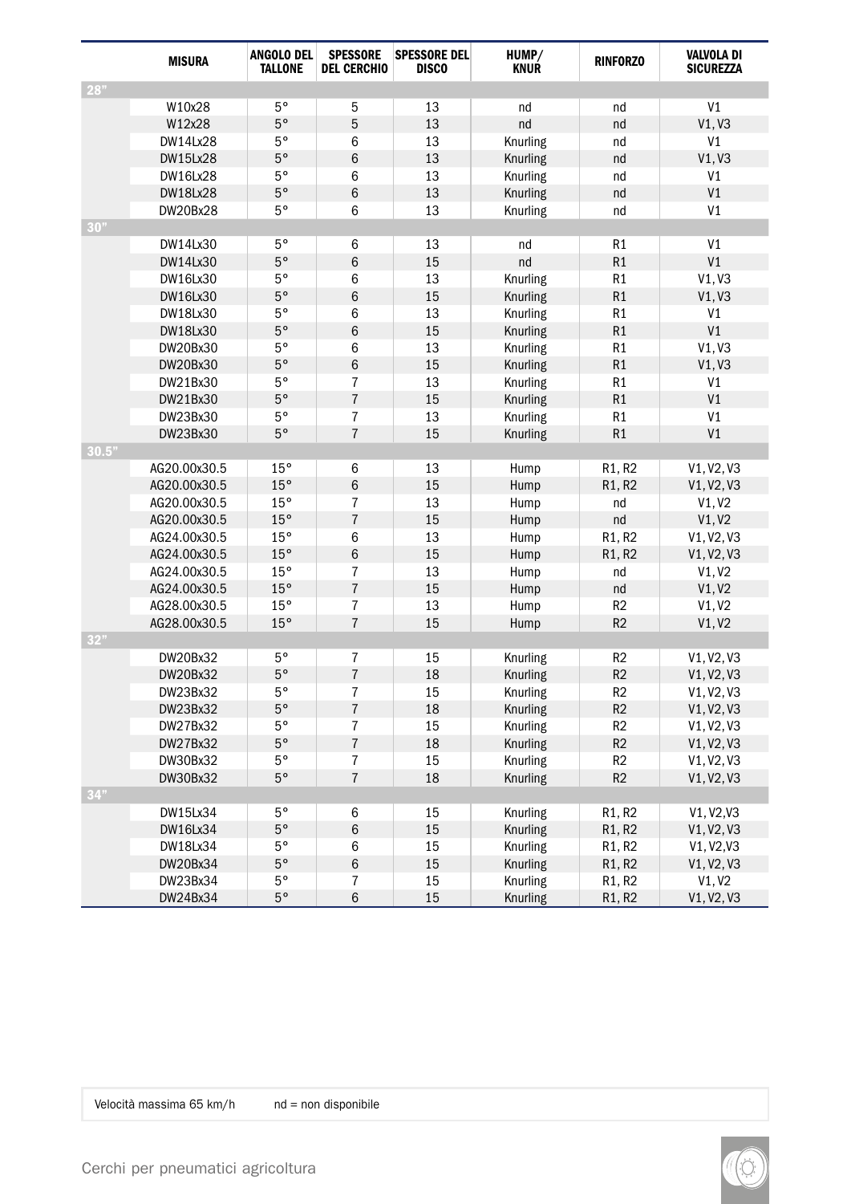| | MISURA | ANGOLO DEL TALLONE | SPESSORE DEL CERCHIO | SPESSORE DEL DISCO | HUMP/ KNUR | RINFORZO | VALVOLA DI SICUREZZA |
|---|---|---|---|---|---|---|---|
| 28" | | | | | | | |
| | W10x28 | 5° | 5 | 13 | nd | nd | V1 |
| | W12x28 | 5° | 5 | 13 | nd | nd | V1, V3 |
| | DW14Lx28 | 5° | 6 | 13 | Knurling | nd | V1 |
| | DW15Lx28 | 5° | 6 | 13 | Knurling | nd | V1, V3 |
| | DW16Lx28 | 5° | 6 | 13 | Knurling | nd | V1 |
| | DW18Lx28 | 5° | 6 | 13 | Knurling | nd | V1 |
| | DW20Bx28 | 5° | 6 | 13 | Knurling | nd | V1 |
| 30" | | | | | | | |
| | DW14Lx30 | 5° | 6 | 13 | nd | R1 | V1 |
| | DW14Lx30 | 5° | 6 | 15 | nd | R1 | V1 |
| | DW16Lx30 | 5° | 6 | 13 | Knurling | R1 | V1, V3 |
| | DW16Lx30 | 5° | 6 | 15 | Knurling | R1 | V1, V3 |
| | DW18Lx30 | 5° | 6 | 13 | Knurling | R1 | V1 |
| | DW18Lx30 | 5° | 6 | 15 | Knurling | R1 | V1 |
| | DW20Bx30 | 5° | 6 | 13 | Knurling | R1 | V1, V3 |
| | DW20Bx30 | 5° | 6 | 15 | Knurling | R1 | V1, V3 |
| | DW21Bx30 | 5° | 7 | 13 | Knurling | R1 | V1 |
| | DW21Bx30 | 5° | 7 | 15 | Knurling | R1 | V1 |
| | DW23Bx30 | 5° | 7 | 13 | Knurling | R1 | V1 |
| | DW23Bx30 | 5° | 7 | 15 | Knurling | R1 | V1 |
| 30.5" | | | | | | | |
| | AG20.00x30.5 | 15° | 6 | 13 | Hump | R1, R2 | V1, V2, V3 |
| | AG20.00x30.5 | 15° | 6 | 15 | Hump | R1, R2 | V1, V2, V3 |
| | AG20.00x30.5 | 15° | 7 | 13 | Hump | nd | V1, V2 |
| | AG20.00x30.5 | 15° | 7 | 15 | Hump | nd | V1, V2 |
| | AG24.00x30.5 | 15° | 6 | 13 | Hump | R1, R2 | V1, V2, V3 |
| | AG24.00x30.5 | 15° | 6 | 15 | Hump | R1, R2 | V1, V2, V3 |
| | AG24.00x30.5 | 15° | 7 | 13 | Hump | nd | V1, V2 |
| | AG24.00x30.5 | 15° | 7 | 15 | Hump | nd | V1, V2 |
| | AG28.00x30.5 | 15° | 7 | 13 | Hump | R2 | V1, V2 |
| | AG28.00x30.5 | 15° | 7 | 15 | Hump | R2 | V1, V2 |
| 32" | | | | | | | |
| | DW20Bx32 | 5° | 7 | 15 | Knurling | R2 | V1, V2, V3 |
| | DW20Bx32 | 5° | 7 | 18 | Knurling | R2 | V1, V2, V3 |
| | DW23Bx32 | 5° | 7 | 15 | Knurling | R2 | V1, V2, V3 |
| | DW23Bx32 | 5° | 7 | 18 | Knurling | R2 | V1, V2, V3 |
| | DW27Bx32 | 5° | 7 | 15 | Knurling | R2 | V1, V2, V3 |
| | DW27Bx32 | 5° | 7 | 18 | Knurling | R2 | V1, V2, V3 |
| | DW30Bx32 | 5° | 7 | 15 | Knurling | R2 | V1, V2, V3 |
| | DW30Bx32 | 5° | 7 | 18 | Knurling | R2 | V1, V2, V3 |
| 34" | | | | | | | |
| | DW15Lx34 | 5° | 6 | 15 | Knurling | R1, R2 | V1, V2,V3 |
| | DW16Lx34 | 5° | 6 | 15 | Knurling | R1, R2 | V1, V2, V3 |
| | DW18Lx34 | 5° | 6 | 15 | Knurling | R1, R2 | V1, V2,V3 |
| | DW20Bx34 | 5° | 6 | 15 | Knurling | R1, R2 | V1, V2, V3 |
| | DW23Bx34 | 5° | 7 | 15 | Knurling | R1, R2 | V1, V2 |
| | DW24Bx34 | 5° | 6 | 15 | Knurling | R1, R2 | V1, V2, V3 |

Velocità massima 65 km/h     nd = non disponibile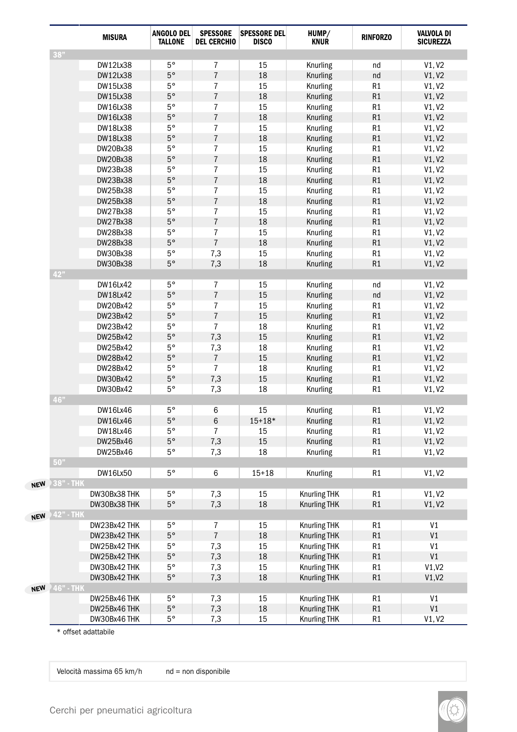|  | MISURA | ANGOLO DEL TALLONE | SPESSORE DEL CERCHIO | SPESSORE DEL DISCO | HUMP/ KNUR | RINFORZO | VALVOLA DI SICUREZZA |
|---|---|---|---|---|---|---|---|
| 38" |  |  |  |  |  |  |  |
|  | DW12Lx38 | 5° | 7 | 15 | Knurling | nd | V1, V2 |
|  | DW12Lx38 | 5° | 7 | 18 | Knurling | nd | V1, V2 |
|  | DW15Lx38 | 5° | 7 | 15 | Knurling | R1 | V1, V2 |
|  | DW15Lx38 | 5° | 7 | 18 | Knurling | R1 | V1, V2 |
|  | DW16Lx38 | 5° | 7 | 15 | Knurling | R1 | V1, V2 |
|  | DW16Lx38 | 5° | 7 | 18 | Knurling | R1 | V1, V2 |
|  | DW18Lx38 | 5° | 7 | 15 | Knurling | R1 | V1, V2 |
|  | DW18Lx38 | 5° | 7 | 18 | Knurling | R1 | V1, V2 |
|  | DW20Bx38 | 5° | 7 | 15 | Knurling | R1 | V1, V2 |
|  | DW20Bx38 | 5° | 7 | 18 | Knurling | R1 | V1, V2 |
|  | DW23Bx38 | 5° | 7 | 15 | Knurling | R1 | V1, V2 |
|  | DW23Bx38 | 5° | 7 | 18 | Knurling | R1 | V1, V2 |
|  | DW25Bx38 | 5° | 7 | 15 | Knurling | R1 | V1, V2 |
|  | DW25Bx38 | 5° | 7 | 18 | Knurling | R1 | V1, V2 |
|  | DW27Bx38 | 5° | 7 | 15 | Knurling | R1 | V1, V2 |
|  | DW27Bx38 | 5° | 7 | 18 | Knurling | R1 | V1, V2 |
|  | DW28Bx38 | 5° | 7 | 15 | Knurling | R1 | V1, V2 |
|  | DW28Bx38 | 5° | 7 | 18 | Knurling | R1 | V1, V2 |
|  | DW30Bx38 | 5° | 7,3 | 15 | Knurling | R1 | V1, V2 |
|  | DW30Bx38 | 5° | 7,3 | 18 | Knurling | R1 | V1, V2 |
| 42" |  |  |  |  |  |  |  |
|  | DW16Lx42 | 5° | 7 | 15 | Knurling | nd | V1, V2 |
|  | DW18Lx42 | 5° | 7 | 15 | Knurling | nd | V1, V2 |
|  | DW20Bx42 | 5° | 7 | 15 | Knurling | R1 | V1, V2 |
|  | DW23Bx42 | 5° | 7 | 15 | Knurling | R1 | V1, V2 |
|  | DW23Bx42 | 5° | 7 | 18 | Knurling | R1 | V1, V2 |
|  | DW25Bx42 | 5° | 7,3 | 15 | Knurling | R1 | V1, V2 |
|  | DW25Bx42 | 5° | 7,3 | 18 | Knurling | R1 | V1, V2 |
|  | DW28Bx42 | 5° | 7 | 15 | Knurling | R1 | V1, V2 |
|  | DW28Bx42 | 5° | 7 | 18 | Knurling | R1 | V1, V2 |
|  | DW30Bx42 | 5° | 7,3 | 15 | Knurling | R1 | V1, V2 |
|  | DW30Bx42 | 5° | 7,3 | 18 | Knurling | R1 | V1, V2 |
| 46" |  |  |  |  |  |  |  |
|  | DW16Lx46 | 5° | 6 | 15 | Knurling | R1 | V1, V2 |
|  | DW16Lx46 | 5° | 6 | 15+18* | Knurling | R1 | V1, V2 |
|  | DW18Lx46 | 5° | 7 | 15 | Knurling | R1 | V1, V2 |
|  | DW25Bx46 | 5° | 7,3 | 15 | Knurling | R1 | V1, V2 |
|  | DW25Bx46 | 5° | 7,3 | 18 | Knurling | R1 | V1, V2 |
| 50" |  |  |  |  |  |  |  |
|  | DW16Lx50 | 5° | 6 | 15+18 | Knurling | R1 | V1, V2 |
| NEW 38" - THK |  |  |  |  |  |  |  |
|  | DW30Bx38 THK | 5° | 7,3 | 15 | Knurling THK | R1 | V1, V2 |
|  | DW30Bx38 THK | 5° | 7,3 | 18 | Knurling THK | R1 | V1, V2 |
| NEW 42" - THK |  |  |  |  |  |  |  |
|  | DW23Bx42 THK | 5° | 7 | 15 | Knurling THK | R1 | V1 |
|  | DW23Bx42 THK | 5° | 7 | 18 | Knurling THK | R1 | V1 |
|  | DW25Bx42 THK | 5° | 7,3 | 15 | Knurling THK | R1 | V1 |
|  | DW25Bx42 THK | 5° | 7,3 | 18 | Knurling THK | R1 | V1 |
|  | DW30Bx42 THK | 5° | 7,3 | 15 | Knurling THK | R1 | V1,V2 |
|  | DW30Bx42 THK | 5° | 7,3 | 18 | Knurling THK | R1 | V1,V2 |
| NEW 46" - THK |  |  |  |  |  |  |  |
|  | DW25Bx46 THK | 5° | 7,3 | 15 | Knurling THK | R1 | V1 |
|  | DW25Bx46 THK | 5° | 7,3 | 18 | Knurling THK | R1 | V1 |
|  | DW30Bx46 THK | 5° | 7,3 | 15 | Knurling THK | R1 | V1, V2 |

* offset adattabile

Velocità massima 65 km/h   nd = non disponibile

Cerchi per pneumatici agricoltura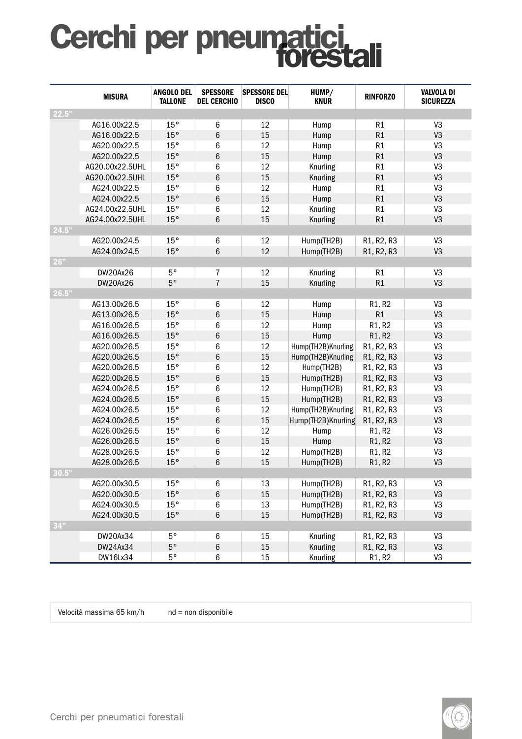# Cerchi per pneumatici forestali

| | MISURA | ANGOLO DEL TALLONE | SPESSORE DEL CERCHIO | SPESSORE DEL DISCO | HUMP/ KNUR | RINFORZO | VALVOLA DI SICUREZZA |
|---|---|---|---|---|---|---|---|
| 22.5" | | | | | | | |
| | AG16.00x22.5 | 15° | 6 | 12 | Hump | R1 | V3 |
| | AG16.00x22.5 | 15° | 6 | 15 | Hump | R1 | V3 |
| | AG20.00x22.5 | 15° | 6 | 12 | Hump | R1 | V3 |
| | AG20.00x22.5 | 15° | 6 | 15 | Hump | R1 | V3 |
| | AG20.00x22.5UHL | 15° | 6 | 12 | Knurling | R1 | V3 |
| | AG20.00x22.5UHL | 15° | 6 | 15 | Knurling | R1 | V3 |
| | AG24.00x22.5 | 15° | 6 | 12 | Hump | R1 | V3 |
| | AG24.00x22.5 | 15° | 6 | 15 | Hump | R1 | V3 |
| | AG24.00x22.5UHL | 15° | 6 | 12 | Knurling | R1 | V3 |
| | AG24.00x22.5UHL | 15° | 6 | 15 | Knurling | R1 | V3 |
| 24.5" | | | | | | | |
| | AG20.00x24.5 | 15° | 6 | 12 | Hump(TH2B) | R1, R2, R3 | V3 |
| | AG24.00x24.5 | 15° | 6 | 12 | Hump(TH2B) | R1, R2, R3 | V3 |
| 26" | | | | | | | |
| | DW20Ax26 | 5° | 7 | 12 | Knurling | R1 | V3 |
| | DW20Ax26 | 5° | 7 | 15 | Knurling | R1 | V3 |
| 26.5" | | | | | | | |
| | AG13.00x26.5 | 15° | 6 | 12 | Hump | R1, R2 | V3 |
| | AG13.00x26.5 | 15° | 6 | 15 | Hump | R1 | V3 |
| | AG16.00x26.5 | 15° | 6 | 12 | Hump | R1, R2 | V3 |
| | AG16.00x26.5 | 15° | 6 | 15 | Hump | R1, R2 | V3 |
| | AG20.00x26.5 | 15° | 6 | 12 | Hump(TH2B)Knurling | R1, R2, R3 | V3 |
| | AG20.00x26.5 | 15° | 6 | 15 | Hump(TH2B)Knurling | R1, R2, R3 | V3 |
| | AG20.00x26.5 | 15° | 6 | 12 | Hump(TH2B) | R1, R2, R3 | V3 |
| | AG20.00x26.5 | 15° | 6 | 15 | Hump(TH2B) | R1, R2, R3 | V3 |
| | AG24.00x26.5 | 15° | 6 | 12 | Hump(TH2B) | R1, R2, R3 | V3 |
| | AG24.00x26.5 | 15° | 6 | 15 | Hump(TH2B) | R1, R2, R3 | V3 |
| | AG24.00x26.5 | 15° | 6 | 12 | Hump(TH2B)Knurling | R1, R2, R3 | V3 |
| | AG24.00x26.5 | 15° | 6 | 15 | Hump(TH2B)Knurling | R1, R2, R3 | V3 |
| | AG26.00x26.5 | 15° | 6 | 12 | Hump | R1, R2 | V3 |
| | AG26.00x26.5 | 15° | 6 | 15 | Hump | R1, R2 | V3 |
| | AG28.00x26.5 | 15° | 6 | 12 | Hump(TH2B) | R1, R2 | V3 |
| | AG28.00x26.5 | 15° | 6 | 15 | Hump(TH2B) | R1, R2 | V3 |
| 30.5" | | | | | | | |
| | AG20.00x30.5 | 15° | 6 | 13 | Hump(TH2B) | R1, R2, R3 | V3 |
| | AG20.00x30.5 | 15° | 6 | 15 | Hump(TH2B) | R1, R2, R3 | V3 |
| | AG24.00x30.5 | 15° | 6 | 13 | Hump(TH2B) | R1, R2, R3 | V3 |
| | AG24.00x30.5 | 15° | 6 | 15 | Hump(TH2B) | R1, R2, R3 | V3 |
| 34" | | | | | | | |
| | DW20Ax34 | 5° | 6 | 15 | Knurling | R1, R2, R3 | V3 |
| | DW24Ax34 | 5° | 6 | 15 | Knurling | R1, R2, R3 | V3 |
| | DW16Lx34 | 5° | 6 | 15 | Knurling | R1, R2 | V3 |

Velocità massima 65 km/h    nd = non disponibile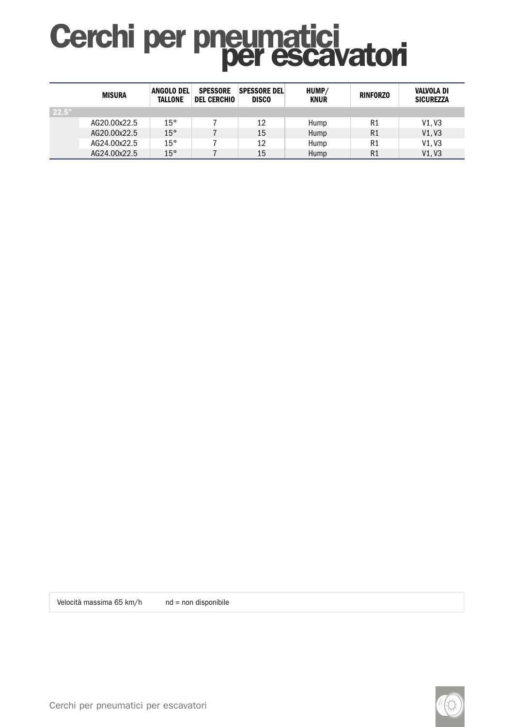# Cerchi per pneumatici per escavatori

| | MISURA | ANGOLO DEL TALLONE | SPESSORE DEL CERCHIO | SPESSORE DEL DISCO | HUMP/ KNUR | RINFORZO | VALVOLA DI SICUREZZA |
|---|---|---|---|---|---|---|---|
| 22.5" | | | | | | | |
| | AG20.00x22.5 | 15° | 7 | 12 | Hump | R1 | V1, V3 |
| | AG20.00x22.5 | 15° | 7 | 15 | Hump | R1 | V1, V3 |
| | AG24.00x22.5 | 15° | 7 | 12 | Hump | R1 | V1, V3 |
| | AG24.00x22.5 | 15° | 7 | 15 | Hump | R1 | V1, V3 |

Velocità massima 65 km/h  nd = non disponibile